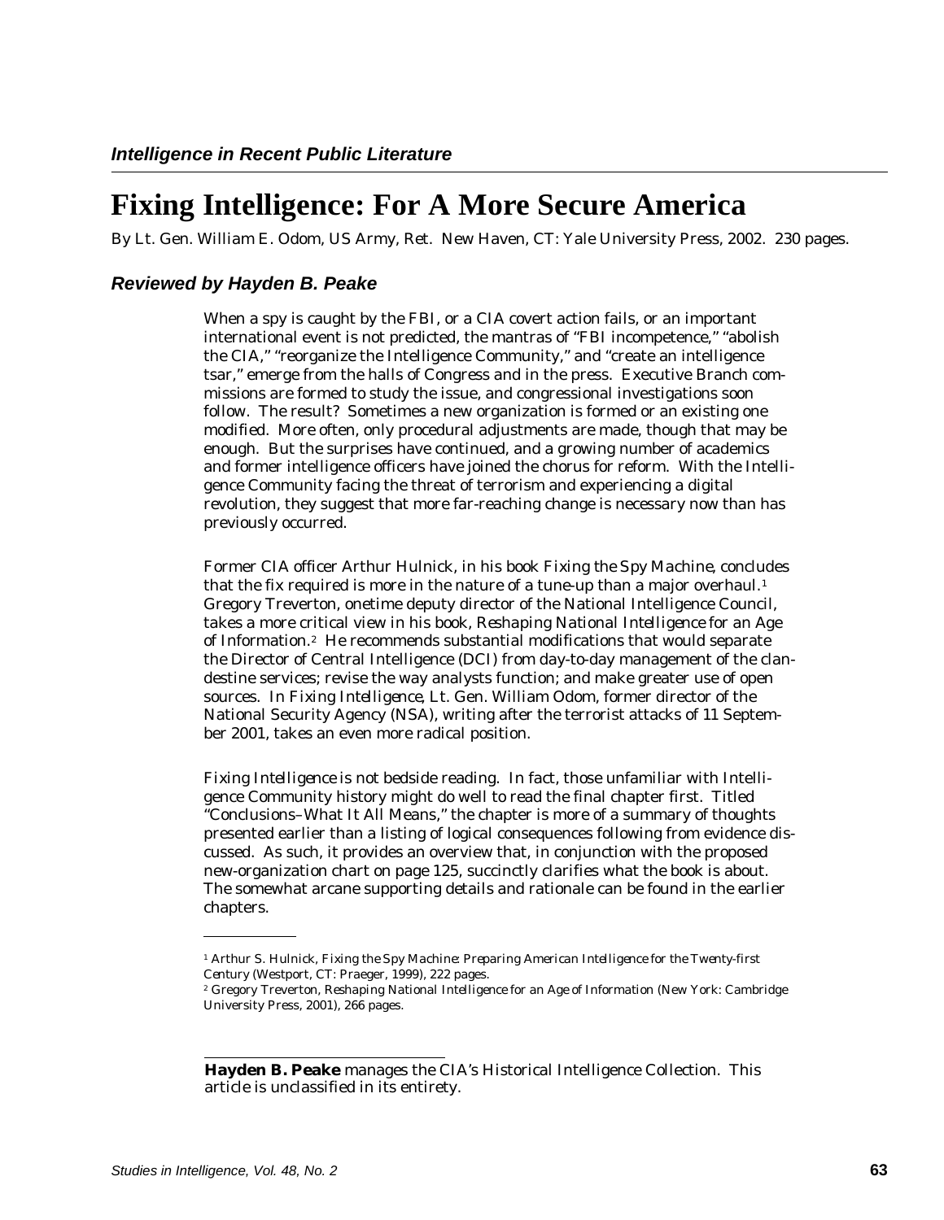*Intelligence in Recent Public Literature*

# Fixing Intelligence: For A More Secure America

By Lt. Gen. William E. Odom, US Army, Ret. New Haven, CT: Yale University Press, 2002. 230 pages.

### *Reviewed by Hayden B. Peake*

When a spy is caught by the FBI, or a CIA covert action fails, or an important international event is not predicted, the mantras of "FBI incompetence," "abolish the CIA," "reorganize the Intelligence Community," and "create an intelligence tsar," emerge from the halls of Congress and in the press. Executive Branch commissions are formed to study the issue, and congressional investigations soon follow. The result? Sometimes a new organization is formed or an existing one modified. More often, only procedural adjustments are made, though that may be enough. But the surprises have continued, and a growing number of academics and former intelligence officers have joined the chorus for reform. With the Intelligence Community facing the threat of terrorism and experiencing a digital revolution, they suggest that more far-reaching change is necessary now than has previously occurred.

Former CIA officer Arthur Hulnick, in his book *Fixing the Spy Machine*, concludes that the fix required is more in the nature of a tune-up than a major overhaul.[1] Gregory Treverton, onetime deputy director of the National Intelligence Council, takes a more critical view in his book, *Reshaping National Intelligence for an Age of Information*.[2] He recommends substantial modifications that would separate the Director of Central Intelligence (DCI) from day-to-day management of the clandestine services; revise the way analysts function; and make greater use of open sources. In *Fixing Intelligence*, Lt. Gen. William Odom, former director of the National Security Agency (NSA), writing after the terrorist attacks of 11 September 2001, takes an even more radical position.

*Fixing Intelligence* is not bedside reading. In fact, those unfamiliar with Intelligence Community history might do well to read the final chapter first. Titled "Conclusions–What It All Means," the chapter is more of a summary of thoughts presented earlier than a listing of logical consequences following from evidence discussed. As such, it provides an overview that, in conjunction with the proposed new-organization chart on page 125, succinctly clarifies what the book is about. The somewhat arcane supporting details and rationale can be found in the earlier chapters.

---

[1] Arthur S. Hulnick, *Fixing the Spy Machine: Preparing American Intelligence for the Twenty-first Century* (Westport, CT: Praeger, 1999), 222 pages.

[2] Gregory Treverton, *Reshaping National Intelligence for an Age of Information* (New York: Cambridge University Press, 2001), 266 pages.

---

**Hayden B. Peake** manages the CIA's Historical Intelligence Collection. This article is unclassified in its entirety.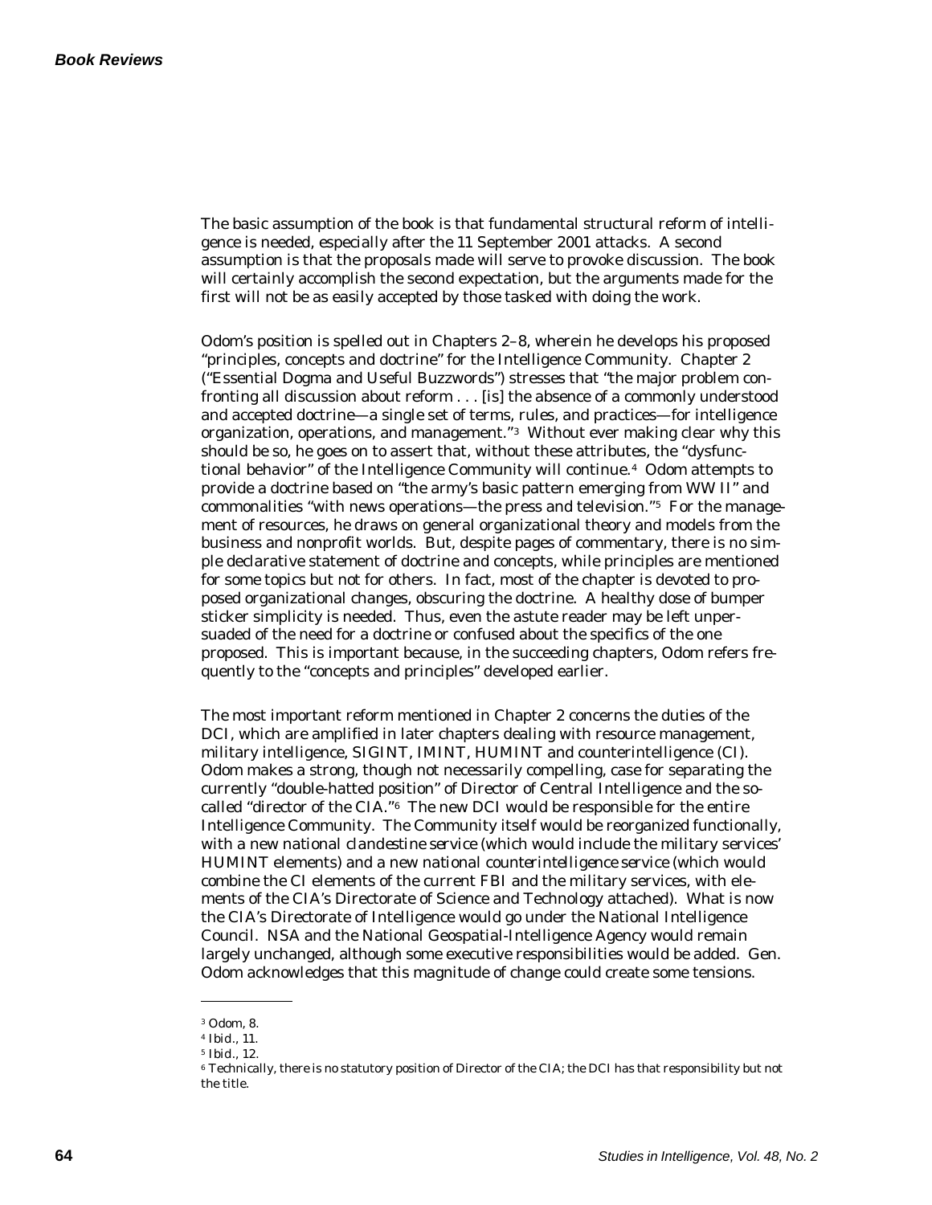The basic assumption of the book is that fundamental structural reform of intelligence is needed, especially after the 11 September 2001 attacks. A second assumption is that the proposals made will serve to provoke discussion. The book will certainly accomplish the second expectation, but the arguments made for the first will not be as easily accepted by those tasked with doing the work.

Odom's position is spelled out in Chapters 2–8, wherein he develops his proposed "principles, concepts and doctrine" for the Intelligence Community. Chapter 2 ("Essential Dogma and Useful Buzzwords") stresses that "the major problem confronting all discussion about reform . . . [is] the absence of a commonly understood and accepted doctrine—a single set of terms, rules, and practices—for intelligence organization, operations, and management."[3] Without ever making clear why this should be so, he goes on to assert that, without these attributes, the "dysfunctional behavior" of the Intelligence Community will continue.[4] Odom attempts to provide a doctrine based on "the army's basic pattern emerging from WW II" and commonalities "with news operations—the press and television."[5] For the management of resources, he draws on general organizational theory and models from the business and nonprofit worlds. But, despite pages of commentary, there is no simple declarative statement of doctrine and concepts, while principles are mentioned for some topics but not for others. In fact, most of the chapter is devoted to proposed organizational changes, obscuring the doctrine. A healthy dose of bumper sticker simplicity is needed. Thus, even the astute reader may be left unpersuaded of the need for a doctrine or confused about the specifics of the one proposed. This is important because, in the succeeding chapters, Odom refers frequently to the "concepts and principles" developed earlier.

The most important reform mentioned in Chapter 2 concerns the duties of the DCI, which are amplified in later chapters dealing with resource management, military intelligence, SIGINT, IMINT, HUMINT and counterintelligence (CI). Odom makes a strong, though not necessarily compelling, case for separating the currently "double-hatted position" of Director of Central Intelligence and the so-called "director of the CIA."[6] The new DCI would be responsible for the entire Intelligence Community. The Community itself would be reorganized functionally, with a new *national clandestine service* (which would include the military services' HUMINT elements) and a new *national counterintelligence service* (which would combine the CI elements of the current FBI and the military services, with elements of the CIA's Directorate of Science and Technology attached). What is now the CIA's Directorate of Intelligence would go under the National Intelligence Council. NSA and the National Geospatial-Intelligence Agency would remain largely unchanged, although some executive responsibilities would be added. Gen. Odom acknowledges that this magnitude of change could create some tensions.

---

[3] Odom, 8.
[4] *Ibid.*, 11.
[5] *Ibid.*, 12.
[6] Technically, there is no statutory position of Director of the CIA; the DCI has that responsibility but not the title.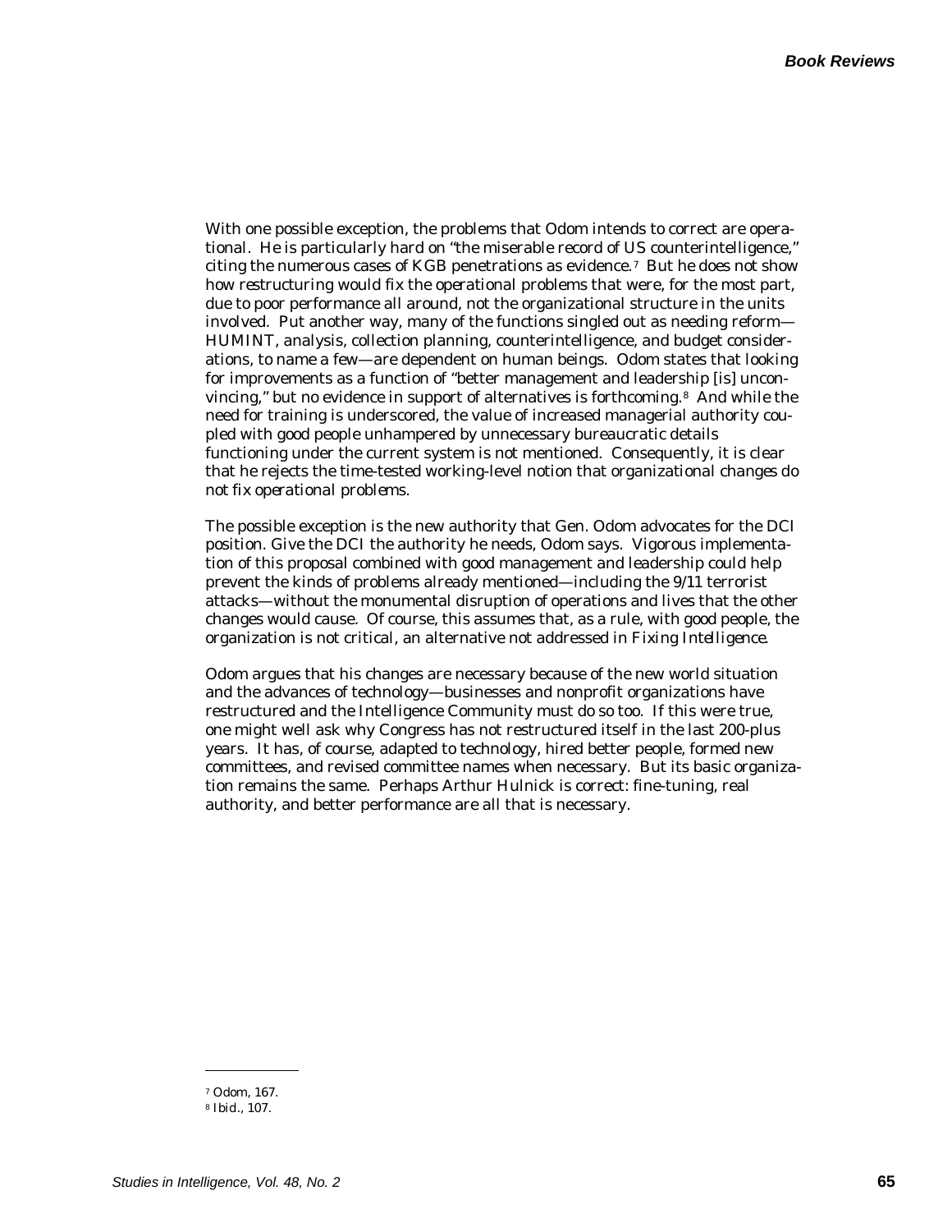With one possible exception, the problems that Odom intends to correct are operational. He is particularly hard on "the miserable record of US counterintelligence," citing the numerous cases of KGB penetrations as evidence.[7] But he does not show how restructuring would fix the operational problems that were, for the most part, due to poor performance all around, not the organizational structure in the units involved. Put another way, many of the functions singled out as needing reform—HUMINT, analysis, collection planning, counterintelligence, and budget considerations, to name a few—are dependent on human beings. Odom states that looking for improvements as a function of "better management and leadership [is] unconvincing," but no evidence in support of alternatives is forthcoming.[8] And while the need for training is underscored, the value of increased managerial authority coupled with good people unhampered by unnecessary bureaucratic details functioning under the current system is not mentioned. Consequently, it is clear that he rejects the time-tested working-level notion that organizational changes do not fix operational problems.

The possible exception is the new authority that Gen. Odom advocates for the DCI position. Give the DCI the authority he needs, Odom says. Vigorous implementation of this proposal combined with good management and leadership could help prevent the kinds of problems already mentioned—including the 9/11 terrorist attacks—without the monumental disruption of operations and lives that the other changes would cause. Of course, this assumes that, as a rule, with good people, the organization is not critical, an alternative not addressed in *Fixing Intelligence*.

Odom argues that his changes are necessary because of the new world situation and the advances of technology—businesses and nonprofit organizations have restructured and the Intelligence Community must do so too. If this were true, one might well ask why Congress has not restructured itself in the last 200-plus years. It has, of course, adapted to technology, hired better people, formed new committees, and revised committee names when necessary. But its basic organization remains the same. Perhaps Arthur Hulnick is correct: fine-tuning, real authority, and better performance are all that is necessary.

---

[7] Odom, 167.

[8] Ibid., 107.